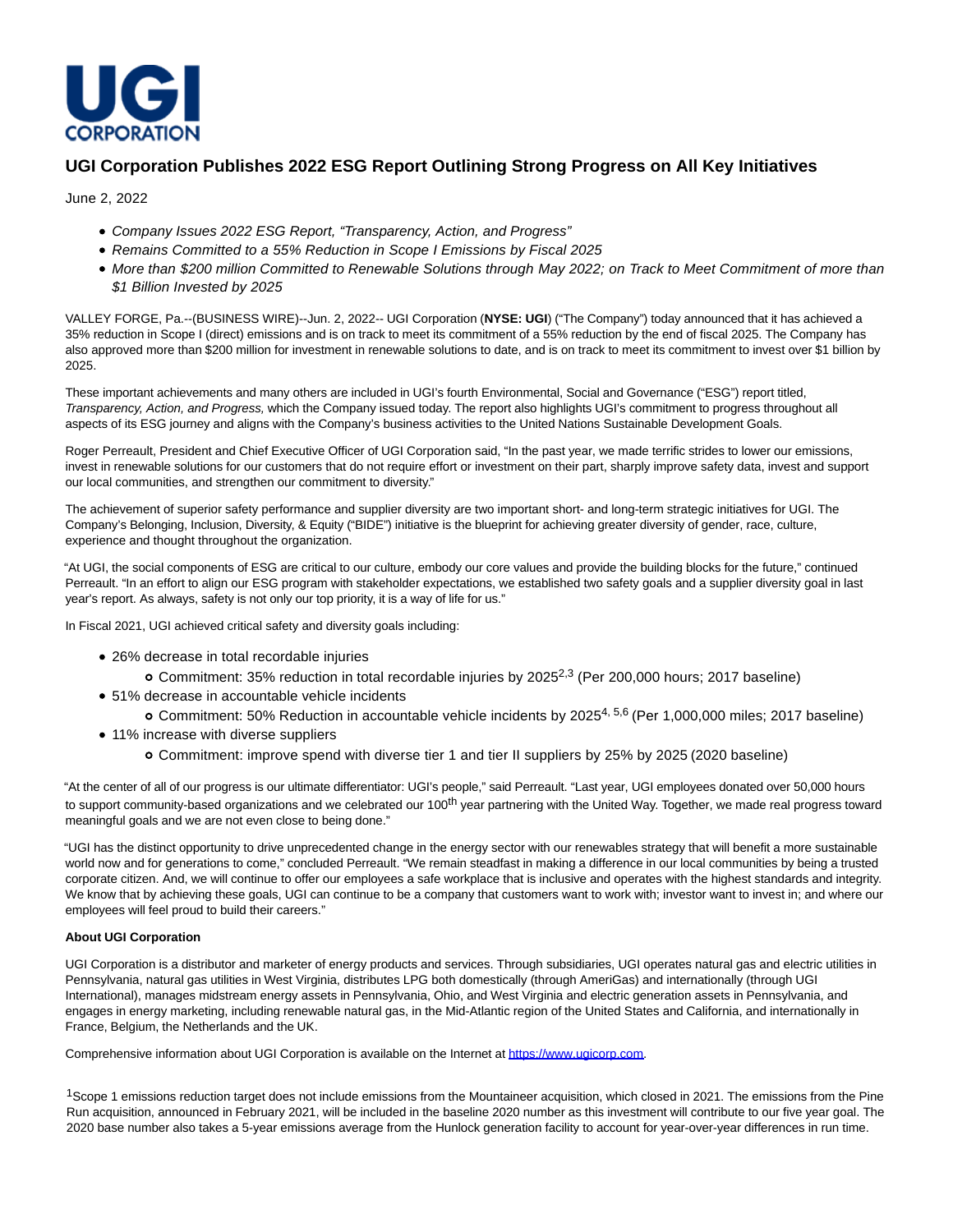UGI CORPORATION

# UGI Corporation Publishes 2022 ESG Report Outlining Strong Progress on All Key Initiatives

June 2, 2022

- *Company Issues 2022 ESG Report, "Transparency, Action, and Progress"*
- *Remains Committed to a 55% Reduction in Scope I Emissions by Fiscal 2025*
- *More than $200 million Committed to Renewable Solutions through May 2022; on Track to Meet Commitment of more than $1 Billion Invested by 2025*

VALLEY FORGE, Pa.--(BUSINESS WIRE)--Jun. 2, 2022-- UGI Corporation (**NYSE: UGI**) ("The Company") today announced that it has achieved a 35% reduction in Scope I (direct) emissions and is on track to meet its commitment of a 55% reduction by the end of fiscal 2025. The Company has also approved more than $200 million for investment in renewable solutions to date, and is on track to meet its commitment to invest over $1 billion by 2025.

These important achievements and many others are included in UGI's fourth Environmental, Social and Governance ("ESG") report titled, *Transparency, Action, and Progress,* which the Company issued today. The report also highlights UGI's commitment to progress throughout all aspects of its ESG journey and aligns with the Company's business activities to the United Nations Sustainable Development Goals.

Roger Perreault, President and Chief Executive Officer of UGI Corporation said, "In the past year, we made terrific strides to lower our emissions, invest in renewable solutions for our customers that do not require effort or investment on their part, sharply improve safety data, invest and support our local communities, and strengthen our commitment to diversity."

The achievement of superior safety performance and supplier diversity are two important short- and long-term strategic initiatives for UGI. The Company's Belonging, Inclusion, Diversity, & Equity ("BIDE") initiative is the blueprint for achieving greater diversity of gender, race, culture, experience and thought throughout the organization.

"At UGI, the social components of ESG are critical to our culture, embody our core values and provide the building blocks for the future," continued Perreault. "In an effort to align our ESG program with stakeholder expectations, we established two safety goals and a supplier diversity goal in last year's report. As always, safety is not only our top priority, it is a way of life for us."

In Fiscal 2021, UGI achieved critical safety and diversity goals including:

- 26% decrease in total recordable injuries
  - Commitment: 35% reduction in total recordable injuries by 2025[2,3] (Per 200,000 hours; 2017 baseline)
- 51% decrease in accountable vehicle incidents
  - Commitment: 50% Reduction in accountable vehicle incidents by 2025[4, 5,6] (Per 1,000,000 miles; 2017 baseline)
- 11% increase with diverse suppliers
  - Commitment: improve spend with diverse tier 1 and tier II suppliers by 25% by 2025 (2020 baseline)

"At the center of all of our progress is our ultimate differentiator: UGI's people," said Perreault. "Last year, UGI employees donated over 50,000 hours to support community-based organizations and we celebrated our 100th year partnering with the United Way. Together, we made real progress toward meaningful goals and we are not even close to being done."

"UGI has the distinct opportunity to drive unprecedented change in the energy sector with our renewables strategy that will benefit a more sustainable world now and for generations to come," concluded Perreault. "We remain steadfast in making a difference in our local communities by being a trusted corporate citizen. And, we will continue to offer our employees a safe workplace that is inclusive and operates with the highest standards and integrity. We know that by achieving these goals, UGI can continue to be a company that customers want to work with; investor want to invest in; and where our employees will feel proud to build their careers."

**About UGI Corporation**

UGI Corporation is a distributor and marketer of energy products and services. Through subsidiaries, UGI operates natural gas and electric utilities in Pennsylvania, natural gas utilities in West Virginia, distributes LPG both domestically (through AmeriGas) and internationally (through UGI International), manages midstream energy assets in Pennsylvania, Ohio, and West Virginia and electric generation assets in Pennsylvania, and engages in energy marketing, including renewable natural gas, in the Mid-Atlantic region of the United States and California, and internationally in France, Belgium, the Netherlands and the UK.

Comprehensive information about UGI Corporation is available on the Internet at https://www.ugicorp.com.

[1]Scope 1 emissions reduction target does not include emissions from the Mountaineer acquisition, which closed in 2021. The emissions from the Pine Run acquisition, announced in February 2021, will be included in the baseline 2020 number as this investment will contribute to our five year goal. The 2020 base number also takes a 5-year emissions average from the Hunlock generation facility to account for year-over-year differences in run time.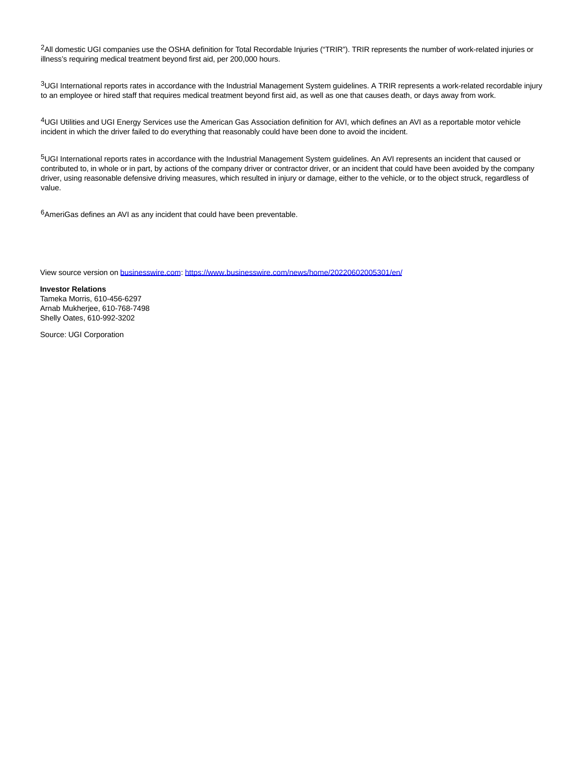[2]All domestic UGI companies use the OSHA definition for Total Recordable Injuries (“TRIR”). TRIR represents the number of work-related injuries or illness’s requiring medical treatment beyond first aid, per 200,000 hours.

[3]UGI International reports rates in accordance with the Industrial Management System guidelines. A TRIR represents a work-related recordable injury to an employee or hired staff that requires medical treatment beyond first aid, as well as one that causes death, or days away from work.

[4]UGI Utilities and UGI Energy Services use the American Gas Association definition for AVI, which defines an AVI as a reportable motor vehicle incident in which the driver failed to do everything that reasonably could have been done to avoid the incident.

[5]UGI International reports rates in accordance with the Industrial Management System guidelines. An AVI represents an incident that caused or contributed to, in whole or in part, by actions of the company driver or contractor driver, or an incident that could have been avoided by the company driver, using reasonable defensive driving measures, which resulted in injury or damage, either to the vehicle, or to the object struck, regardless of value.

[6]AmeriGas defines an AVI as any incident that could have been preventable.

View source version on businesswire.com: https://www.businesswire.com/news/home/20220602005301/en/

**Investor Relations**
Tameka Morris, 610-456-6297
Arnab Mukherjee, 610-768-7498
Shelly Oates, 610-992-3202

Source: UGI Corporation